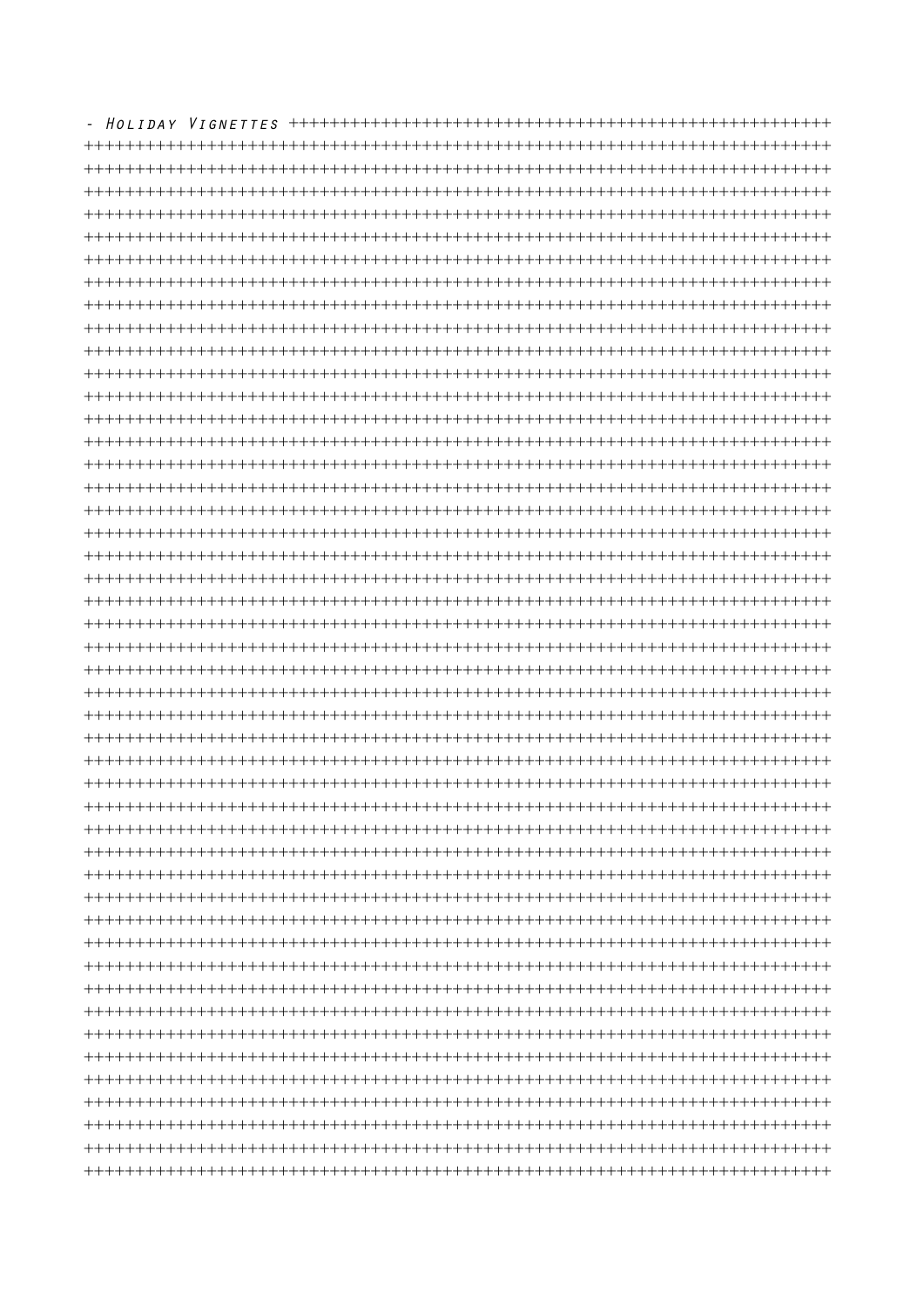- Holiday Vignettes ++++++++++++++++++++++++++++++++++++++++++++++++++++
++++++++++++++++++++++++++++++++++++++++++++++++++++++++++++++++++++++++
++++++++++++++++++++++++++++++++++++++++++++++++++++++++++++++++++++++++
++++++++++++++++++++++++++++++++++++++++++++++++++++++++++++++++++++++++
++++++++++++++++++++++++++++++++++++++++++++++++++++++++++++++++++++++++
++++++++++++++++++++++++++++++++++++++++++++++++++++++++++++++++++++++++
++++++++++++++++++++++++++++++++++++++++++++++++++++++++++++++++++++++++
++++++++++++++++++++++++++++++++++++++++++++++++++++++++++++++++++++++++
++++++++++++++++++++++++++++++++++++++++++++++++++++++++++++++++++++++++
++++++++++++++++++++++++++++++++++++++++++++++++++++++++++++++++++++++++
++++++++++++++++++++++++++++++++++++++++++++++++++++++++++++++++++++++++
++++++++++++++++++++++++++++++++++++++++++++++++++++++++++++++++++++++++
++++++++++++++++++++++++++++++++++++++++++++++++++++++++++++++++++++++++
++++++++++++++++++++++++++++++++++++++++++++++++++++++++++++++++++++++++
++++++++++++++++++++++++++++++++++++++++++++++++++++++++++++++++++++++++
++++++++++++++++++++++++++++++++++++++++++++++++++++++++++++++++++++++++
++++++++++++++++++++++++++++++++++++++++++++++++++++++++++++++++++++++++
++++++++++++++++++++++++++++++++++++++++++++++++++++++++++++++++++++++++
++++++++++++++++++++++++++++++++++++++++++++++++++++++++++++++++++++++++
++++++++++++++++++++++++++++++++++++++++++++++++++++++++++++++++++++++++
++++++++++++++++++++++++++++++++++++++++++++++++++++++++++++++++++++++++
++++++++++++++++++++++++++++++++++++++++++++++++++++++++++++++++++++++++
++++++++++++++++++++++++++++++++++++++++++++++++++++++++++++++++++++++++
++++++++++++++++++++++++++++++++++++++++++++++++++++++++++++++++++++++++
++++++++++++++++++++++++++++++++++++++++++++++++++++++++++++++++++++++++
++++++++++++++++++++++++++++++++++++++++++++++++++++++++++++++++++++++++
++++++++++++++++++++++++++++++++++++++++++++++++++++++++++++++++++++++++
++++++++++++++++++++++++++++++++++++++++++++++++++++++++++++++++++++++++
++++++++++++++++++++++++++++++++++++++++++++++++++++++++++++++++++++++++
++++++++++++++++++++++++++++++++++++++++++++++++++++++++++++++++++++++++
++++++++++++++++++++++++++++++++++++++++++++++++++++++++++++++++++++++++
++++++++++++++++++++++++++++++++++++++++++++++++++++++++++++++++++++++++
++++++++++++++++++++++++++++++++++++++++++++++++++++++++++++++++++++++++
++++++++++++++++++++++++++++++++++++++++++++++++++++++++++++++++++++++++
++++++++++++++++++++++++++++++++++++++++++++++++++++++++++++++++++++++++
++++++++++++++++++++++++++++++++++++++++++++++++++++++++++++++++++++++++
++++++++++++++++++++++++++++++++++++++++++++++++++++++++++++++++++++++++
++++++++++++++++++++++++++++++++++++++++++++++++++++++++++++++++++++++++
++++++++++++++++++++++++++++++++++++++++++++++++++++++++++++++++++++++++
++++++++++++++++++++++++++++++++++++++++++++++++++++++++++++++++++++++++
++++++++++++++++++++++++++++++++++++++++++++++++++++++++++++++++++++++++
++++++++++++++++++++++++++++++++++++++++++++++++++++++++++++++++++++++++
++++++++++++++++++++++++++++++++++++++++++++++++++++++++++++++++++++++++
++++++++++++++++++++++++++++++++++++++++++++++++++++++++++++++++++++++++
++++++++++++++++++++++++++++++++++++++++++++++++++++++++++++++++++++++++
++++++++++++++++++++++++++++++++++++++++++++++++++++++++++++++++++++++++
++++++++++++++++++++++++++++++++++++++++++++++++++++++++++++++++++++++++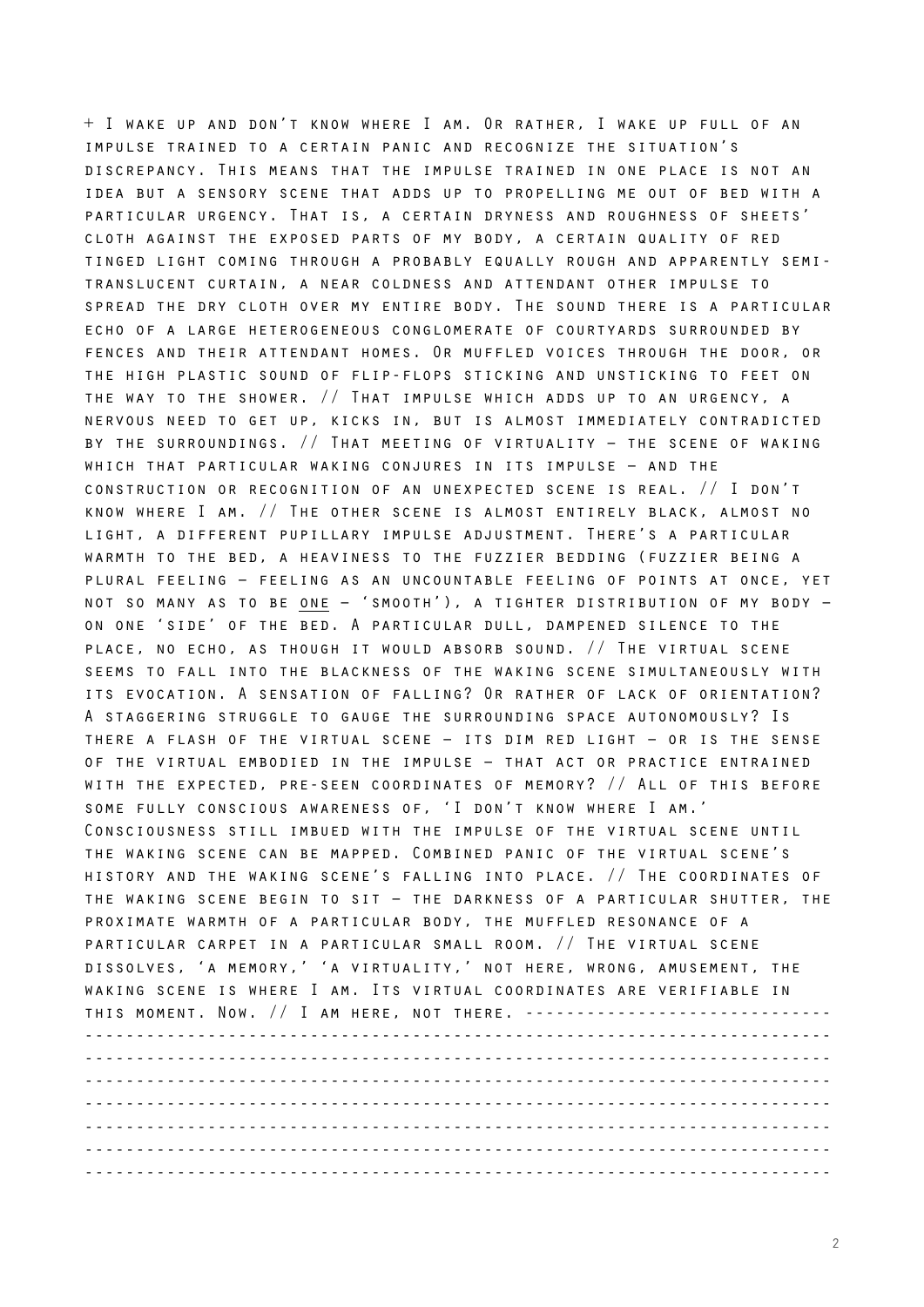+ I wake up and don't know where I am. Or rather, I wake up full of an impulse trained to a certain panic and recognize the situation's discrepancy. This means that the impulse trained in one place is not an idea but a sensory scene that adds up to propelling me out of bed with a particular urgency. That is, a certain dryness and roughness of sheets' cloth against the exposed parts of my body, a certain quality of red tinged light coming through a probably equally rough and apparently semi-translucent curtain, a near coldness and attendant other impulse to spread the dry cloth over my entire body. The sound there is a particular echo of a large heterogeneous conglomerate of courtyards surrounded by fences and their attendant homes. Or muffled voices through the door, or the high plastic sound of flip-flops sticking and unsticking to feet on the way to the shower. // That impulse which adds up to an urgency, a nervous need to get up, kicks in, but is almost immediately contradicted by the surroundings. // That meeting of virtuality – the scene of waking which that particular waking conjures in its impulse – and the construction or recognition of an unexpected scene is real. // I don't know where I am. // The other scene is almost entirely black, almost no light, a different pupillary impulse adjustment. There's a particular warmth to the bed, a heaviness to the fuzzier bedding (fuzzier being a plural feeling – feeling as an uncountable feeling of points at once, yet not so many as to be <u>one</u> – 'smooth'), a tighter distribution of my body – on one 'side' of the bed. A particular dull, dampened silence to the place, no echo, as though it would absorb sound. // The virtual scene seems to fall into the blackness of the waking scene simultaneously with its evocation. A sensation of falling? Or rather of lack of orientation? A staggering struggle to gauge the surrounding space autonomously? Is there a flash of the virtual scene – its dim red light – or is the sense of the virtual embodied in the impulse – that act or practice entrained with the expected, pre-seen coordinates of memory? // All of this before some fully conscious awareness of, 'I don't know where I am.' Consciousness still imbued with the impulse of the virtual scene until the waking scene can be mapped. Combined panic of the virtual scene's history and the waking scene's falling into place. // The coordinates of the waking scene begin to sit – the darkness of a particular shutter, the proximate warmth of a particular body, the muffled resonance of a particular carpet in a particular small room. // The virtual scene dissolves, 'a memory,' 'a virtuality,' not here, wrong, amusement, the waking scene is where I am. Its virtual coordinates are verifiable in this moment. Now. // I am here, not there. ------------------------------
----------------------------------------------------------------------
----------------------------------------------------------------------
----------------------------------------------------------------------
----------------------------------------------------------------------
----------------------------------------------------------------------
----------------------------------------------------------------------
----------------------------------------------------------------------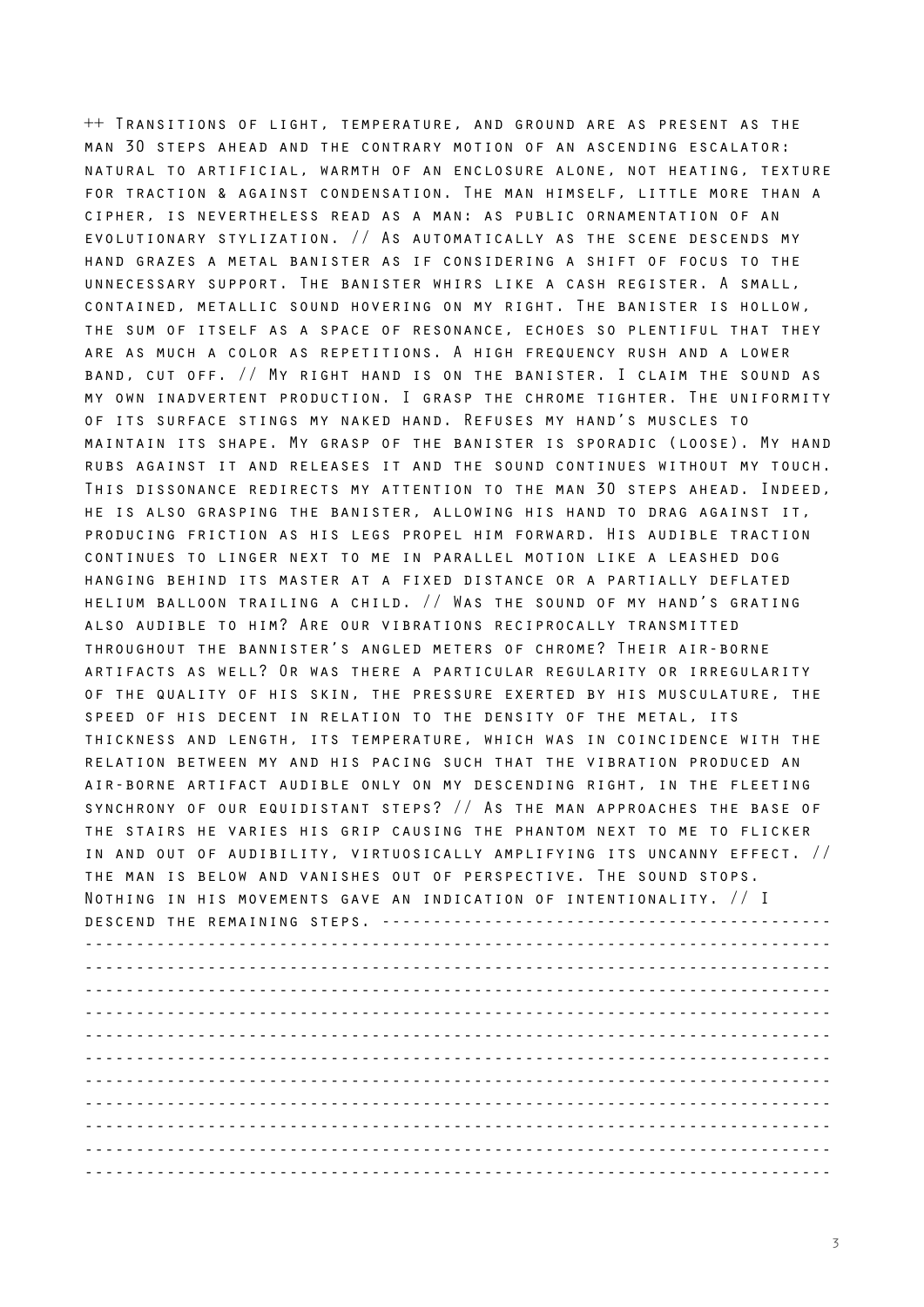++ Transitions of light, temperature, and ground are as present as the man 30 steps ahead and the contrary motion of an ascending escalator: natural to artificial, warmth of an enclosure alone, not heating, texture for traction & against condensation. The man himself, little more than a cipher, is nevertheless read as a man: as public ornamentation of an evolutionary stylization. // As automatically as the scene descends my hand grazes a metal banister as if considering a shift of focus to the unnecessary support. The banister whirs like a cash register. A small, contained, metallic sound hovering on my right. The banister is hollow, the sum of itself as a space of resonance, echoes so plentiful that they are as much a color as repetitions. A high frequency rush and a lower band, cut off. // My right hand is on the banister. I claim the sound as my own inadvertent production. I grasp the chrome tighter. The uniformity of its surface stings my naked hand. Refuses my hand's muscles to maintain its shape. My grasp of the banister is sporadic (loose). My hand rubs against it and releases it and the sound continues without my touch. This dissonance redirects my attention to the man 30 steps ahead. Indeed, he is also grasping the banister, allowing his hand to drag against it, producing friction as his legs propel him forward. His audible traction continues to linger next to me in parallel motion like a leashed dog hanging behind its master at a fixed distance or a partially deflated helium balloon trailing a child. // Was the sound of my hand's grating also audible to him? Are our vibrations reciprocally transmitted throughout the bannister's angled meters of chrome? Their air-borne artifacts as well? Or was there a particular regularity or irregularity of the quality of his skin, the pressure exerted by his musculature, the speed of his decent in relation to the density of the metal, its thickness and length, its temperature, which was in coincidence with the relation between my and his pacing such that the vibration produced an air-borne artifact audible only on my descending right, in the fleeting synchrony of our equidistant steps? // As the man approaches the base of the stairs he varies his grip causing the phantom next to me to flicker in and out of audibility, virtuosically amplifying its uncanny effect. // the man is below and vanishes out of perspective. The sound stops. Nothing in his movements gave an indication of intentionality. // I descend the remaining steps. -------------------------------------------
---------------------------------------------------------------------
---------------------------------------------------------------------
---------------------------------------------------------------------
---------------------------------------------------------------------
---------------------------------------------------------------------
---------------------------------------------------------------------
---------------------------------------------------------------------
---------------------------------------------------------------------
---------------------------------------------------------------------
---------------------------------------------------------------------
---------------------------------------------------------------------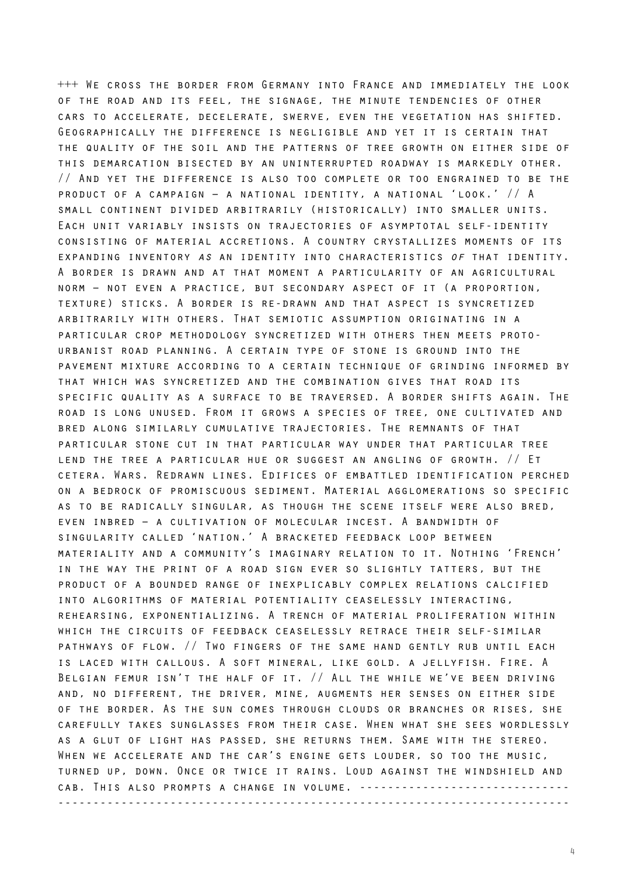+++ We cross the border from Germany into France and immediately the look of the road and its feel, the signage, the minute tendencies of other cars to accelerate, decelerate, swerve, even the vegetation has shifted. Geographically the difference is negligible and yet it is certain that the quality of the soil and the patterns of tree growth on either side of this demarcation bisected by an uninterrupted roadway is markedly other. // And yet the difference is also too complete or too engrained to be the product of a campaign – a national identity, a national 'look.' // A small continent divided arbitrarily (historically) into smaller units. Each unit variably insists on trajectories of asymptotal self-identity consisting of material accretions. A country crystallizes moments of its expanding inventory *as* an identity into characteristics *of* that identity. A border is drawn and at that moment a particularity of an agricultural norm – not even a practice, but secondary aspect of it (a proportion, texture) sticks. A border is re-drawn and that aspect is syncretized arbitrarily with others. That semiotic assumption originating in a particular crop methodology syncretized with others then meets proto-urbanist road planning. A certain type of stone is ground into the pavement mixture according to a certain technique of grinding informed by that which was syncretized and the combination gives that road its specific quality as a surface to be traversed. A border shifts again. The road is long unused. From it grows a species of tree, one cultivated and bred along similarly cumulative trajectories. The remnants of that particular stone cut in that particular way under that particular tree lend the tree a particular hue or suggest an angling of growth. // Et cetera. Wars. Redrawn lines. Edifices of embattled identification perched on a bedrock of promiscuous sediment. Material agglomerations so specific as to be radically singular, as though the scene itself were also bred, even inbred – a cultivation of molecular incest. A bandwidth of singularity called 'nation.' A bracketed feedback loop between materiality and a community's imaginary relation to it. Nothing 'French' in the way the print of a road sign ever so slightly tatters, but the product of a bounded range of inexplicably complex relations calcified into algorithms of material potentiality ceaselessly interacting, rehearsing, exponentializing. A trench of material proliferation within which the circuits of feedback ceaselessly retrace their self-similar pathways of flow. // Two fingers of the same hand gently rub until each is laced with callous. A soft mineral, like gold. a jellyfish. Fire. A Belgian femur isn't the half of it. // All the while we've been driving and, no different, the driver, mine, augments her senses on either side of the border. As the sun comes through clouds or branches or rises, she carefully takes sunglasses from their case. When what she sees wordlessly as a glut of light has passed, she returns them. Same with the stereo. When we accelerate and the car's engine gets louder, so too the music, turned up, down. Once or twice it rains. Loud against the windshield and cab. This also prompts a change in volume. ----------------------------------------------------------------------------------------------------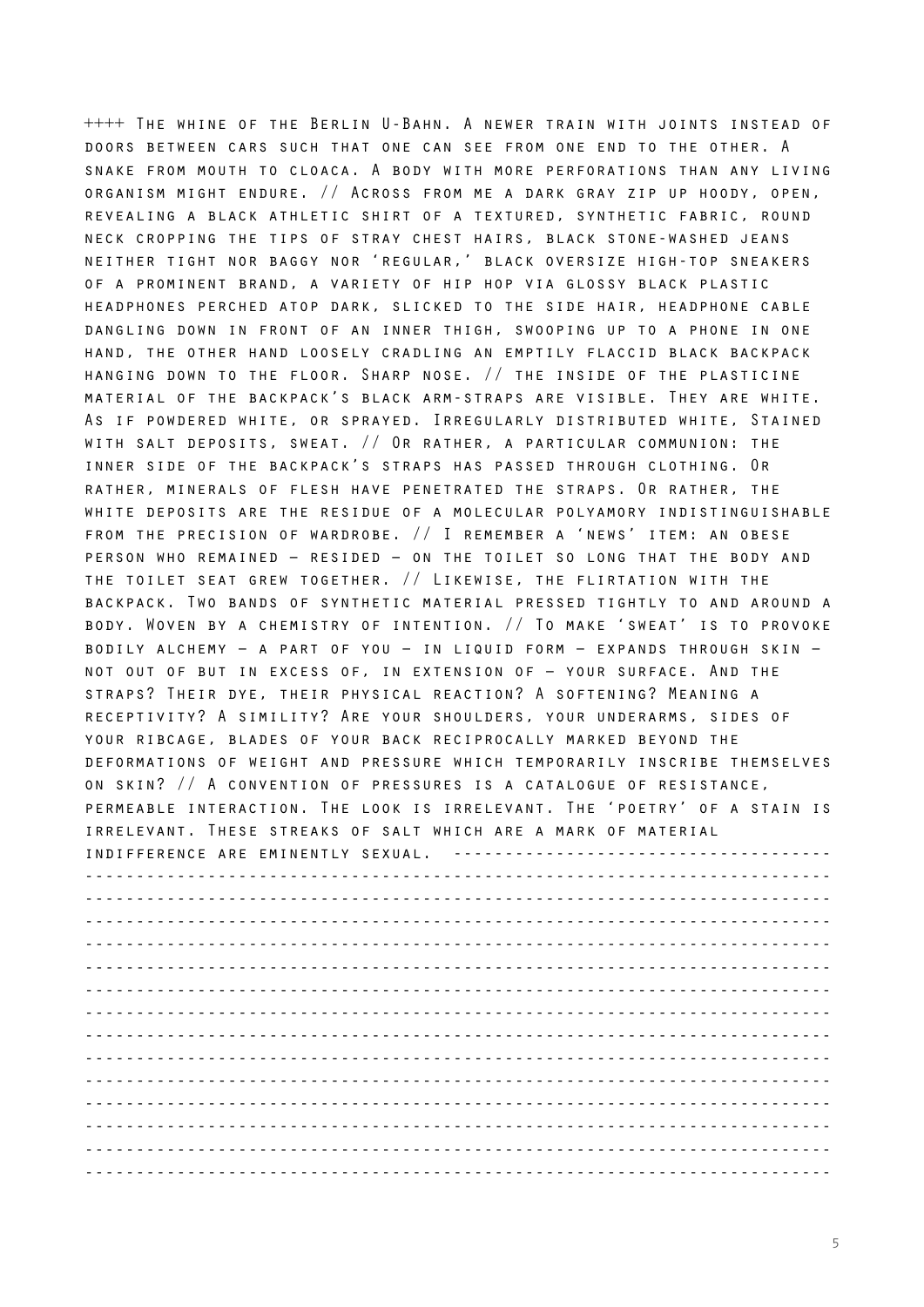++++ The whine of the Berlin U-Bahn. A newer train with joints instead of doors between cars such that one can see from one end to the other. A snake from mouth to cloaca. A body with more perforations than any living organism might endure. // Across from me a dark gray zip up hoody, open, revealing a black athletic shirt of a textured, synthetic fabric, round neck cropping the tips of stray chest hairs, black stone-washed jeans neither tight nor baggy nor 'regular,' black oversize high-top sneakers of a prominent brand, a variety of hip hop via glossy black plastic headphones perched atop dark, slicked to the side hair, headphone cable dangling down in front of an inner thigh, swooping up to a phone in one hand, the other hand loosely cradling an emptily flaccid black backpack hanging down to the floor. Sharp nose. // the inside of the plasticine material of the backpack's black arm-straps are visible. They are white. As if powdered white, or sprayed. Irregularly distributed white, Stained with salt deposits, sweat. // Or rather, a particular communion: the inner side of the backpack's straps has passed through clothing. Or rather, minerals of flesh have penetrated the straps. Or rather, the white deposits are the residue of a molecular polyamory indistinguishable from the precision of wardrobe. // I remember a 'news' item: an obese person who remained – resided – on the toilet so long that the body and the toilet seat grew together. // Likewise, the flirtation with the backpack. Two bands of synthetic material pressed tightly to and around a body. Woven by a chemistry of intention. // To make 'sweat' is to provoke bodily alchemy – a part of you – in liquid form – expands through skin – not out of but in excess of, in extension of – your surface. And the straps? Their dye, their physical reaction? A softening? Meaning a receptivity? A simility? Are your shoulders, your underarms, sides of your ribcage, blades of your back reciprocally marked beyond the deformations of weight and pressure which temporarily inscribe themselves on skin? // A convention of pressures is a catalogue of resistance, permeable interaction. The look is irrelevant. The 'poetry' of a stain is irrelevant. These streaks of salt which are a mark of material indifference are eminently sexual. ------------------------------------
-----------------------------------------------------------------------
-----------------------------------------------------------------------
-----------------------------------------------------------------------
-----------------------------------------------------------------------
-----------------------------------------------------------------------
-----------------------------------------------------------------------
-----------------------------------------------------------------------
-----------------------------------------------------------------------
-----------------------------------------------------------------------
-----------------------------------------------------------------------
-----------------------------------------------------------------------
-----------------------------------------------------------------------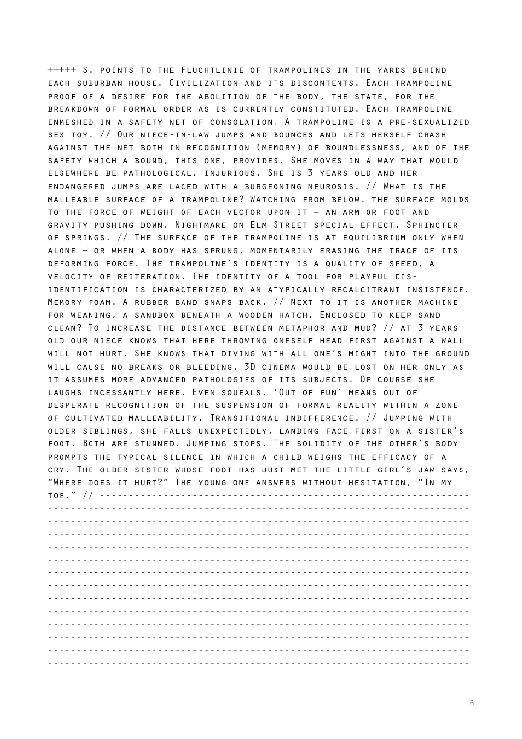+++++ S. points to the Fluchtlinie of trampolines in the yards behind each suburban house. Civilization and its discontents. Each trampoline proof of a desire for the abolition of the body, the state, for the breakdown of formal order as is currently constituted. Each trampoline enmeshed in a safety net of consolation. A trampoline is a pre-sexualized sex toy. // Our niece-in-law jumps and bounces and lets herself crash against the net both in recognition (memory) of boundlessness, and of the safety which a bound, this one, provides. She moves in a way that would elsewhere be pathological, injurious. She is 3 years old and her endangered jumps are laced with a burgeoning neurosis. // What is the malleable surface of a trampoline? Watching from below, the surface molds to the force of weight of each vector upon it – an arm or foot and gravity pushing down. Nightmare on Elm Street special effect. Sphincter of springs. // The surface of the trampoline is at equilibrium only when alone – or when a body has sprung, momentarily erasing the trace of its deforming force. The trampoline's identity is a quality of speed, a velocity of reiteration. The identity of a tool for playful dis-identification is characterized by an atypically recalcitrant insistence. Memory foam. A rubber band snaps back. // Next to it is another machine for weaning, a sandbox beneath a wooden hatch. Enclosed to keep sand clean? To increase the distance between metaphor and mud? // at 3 years old our niece knows that here throwing oneself head first against a wall will not hurt. She knows that diving with all one's might into the ground will cause no breaks or bleeding. 3D cinema would be lost on her only as it assumes more advanced pathologies of its subjects. Of course she laughs incessantly here. Even squeals. 'Out of fun' means out of desperate recognition of the suspension of formal reality within a zone of cultivated malleability. Transitional indifference. // Jumping with older siblings, she falls unexpectedly, landing face first on a sister's foot. Both are stunned. Jumping stops. The solidity of the other's body prompts the typical silence in which a child weighs the efficacy of a cry. The older sister whose foot has just met the little girl's jaw says, "Where does it hurt?" The young one answers without hesitation, "In my toe." // --------------------------------------------------------------
------------------------------------------------------------------
------------------------------------------------------------------
------------------------------------------------------------------
------------------------------------------------------------------
------------------------------------------------------------------
------------------------------------------------------------------
------------------------------------------------------------------
------------------------------------------------------------------
------------------------------------------------------------------
------------------------------------------------------------------
------------------------------------------------------------------
------------------------------------------------------------------
------------------------------------------------------------------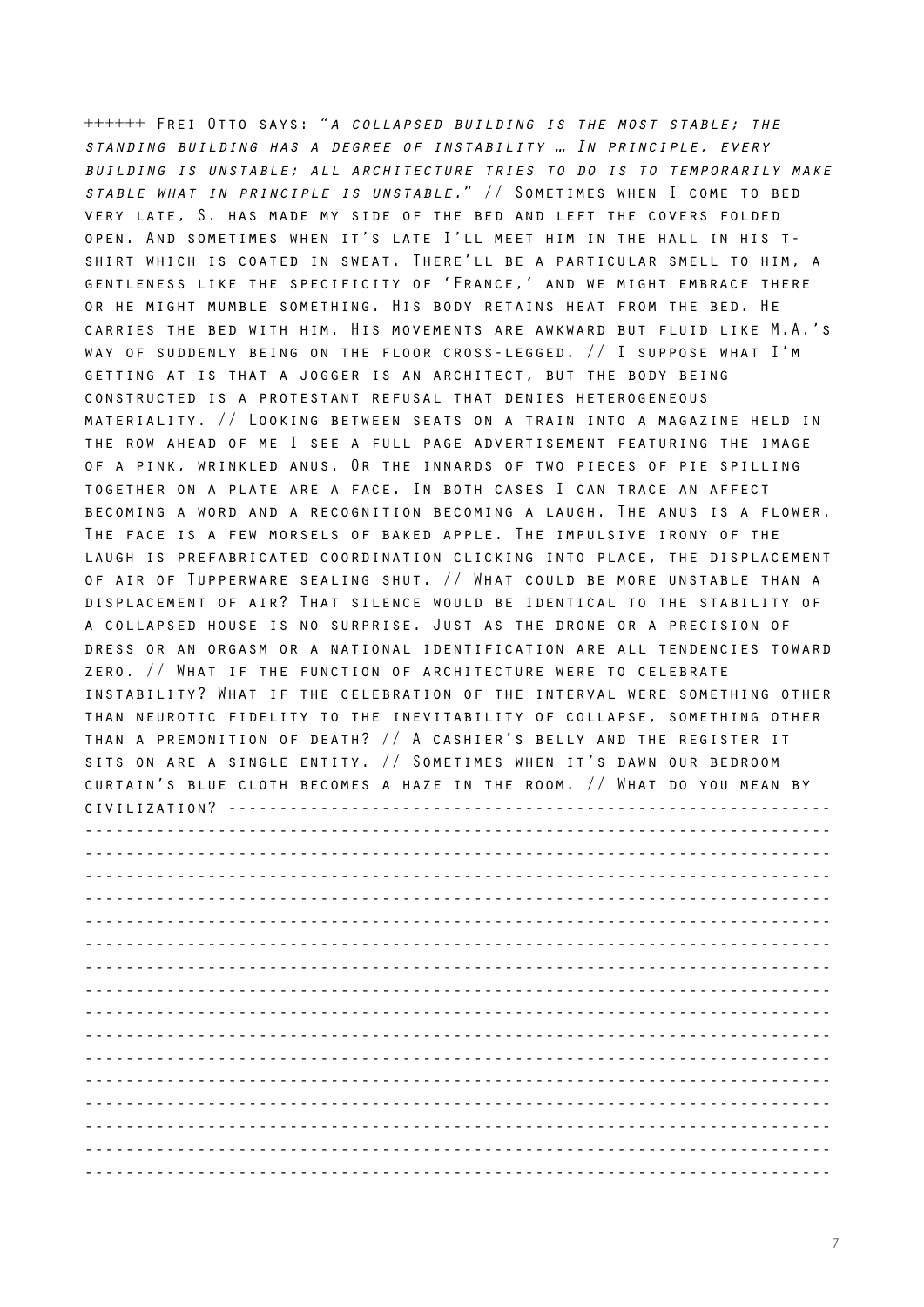++++++ Frei Otto says: "*a collapsed building is the most stable; the standing building has a degree of instability … In principle, every building is unstable; all architecture tries to do is to temporarily make stable what in principle is unstable.*" // Sometimes when I come to bed very late, S. has made my side of the bed and left the covers folded open. And sometimes when it's late I'll meet him in the hall in his t-shirt which is coated in sweat. There'll be a particular smell to him, a gentleness like the specificity of 'France,' and we might embrace there or he might mumble something. His body retains heat from the bed. He carries the bed with him. His movements are awkward but fluid like M.A.'s way of suddenly being on the floor cross-legged. // I suppose what I'm getting at is that a jogger is an architect, but the body being constructed is a protestant refusal that denies heterogeneous materiality. // Looking between seats on a train into a magazine held in the row ahead of me I see a full page advertisement featuring the image of a pink, wrinkled anus. Or the innards of two pieces of pie spilling together on a plate are a face. In both cases I can trace an affect becoming a word and a recognition becoming a laugh. The anus is a flower. The face is a few morsels of baked apple. The impulsive irony of the laugh is prefabricated coordination clicking into place, the displacement of air of Tupperware sealing shut. // What could be more unstable than a displacement of air? That silence would be identical to the stability of a collapsed house is no surprise. Just as the drone or a precision of dress or an orgasm or a national identification are all tendencies toward zero. // What if the function of architecture were to celebrate instability? What if the celebration of the interval were something other than neurotic fidelity to the inevitability of collapse, something other than a premonition of death? // A cashier's belly and the register it sits on are a single entity. // Sometimes when it's dawn our bedroom curtain's blue cloth becomes a haze in the room. // What do you mean by civilization? ------------------------------------------------------------
--------------------------------------------------------------------
--------------------------------------------------------------------
--------------------------------------------------------------------
--------------------------------------------------------------------
--------------------------------------------------------------------
--------------------------------------------------------------------
--------------------------------------------------------------------
--------------------------------------------------------------------
--------------------------------------------------------------------
--------------------------------------------------------------------
--------------------------------------------------------------------
--------------------------------------------------------------------
--------------------------------------------------------------------
--------------------------------------------------------------------
--------------------------------------------------------------------
--------------------------------------------------------------------
--------------------------------------------------------------------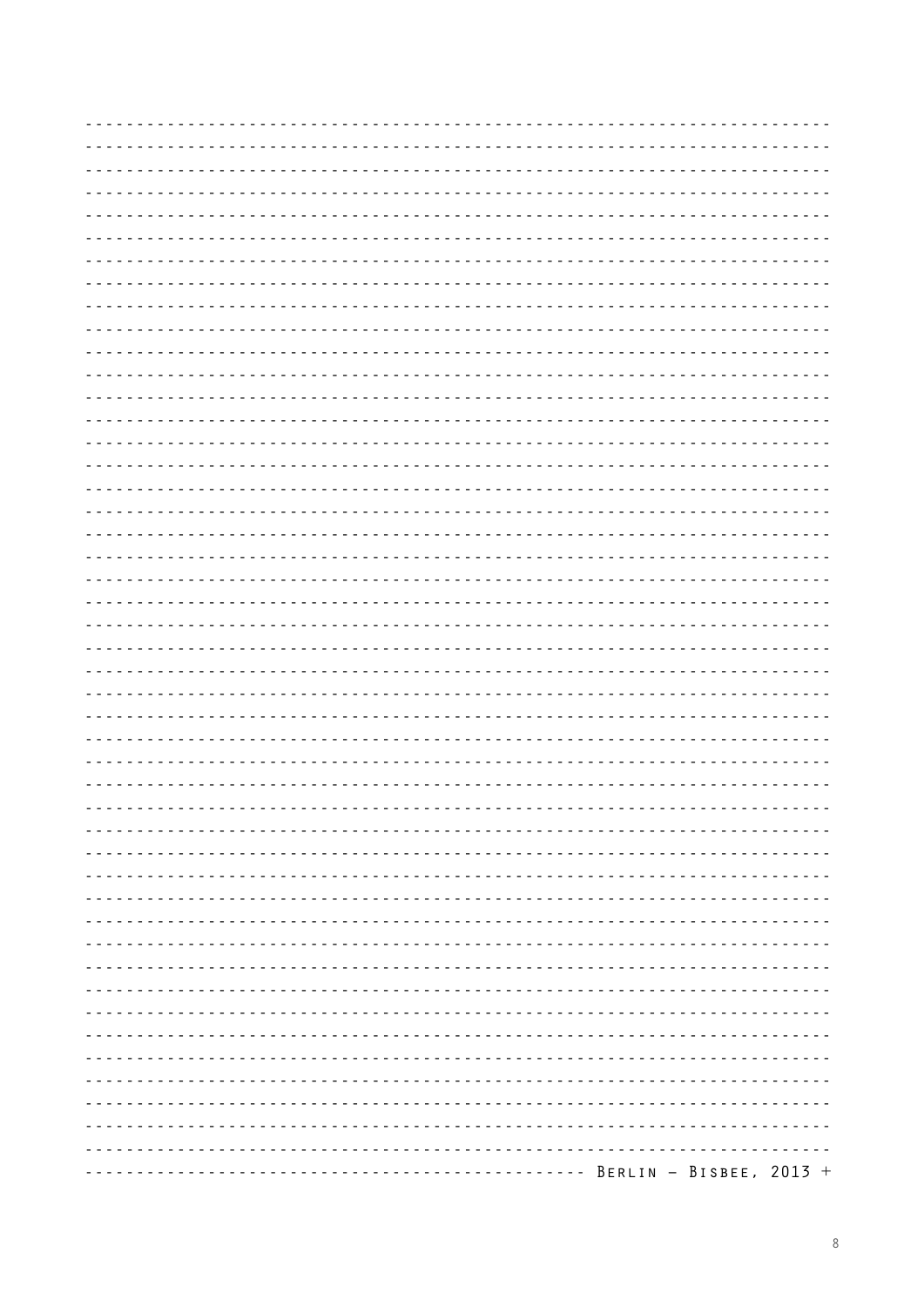Berlin – Bisbee, 2013 +